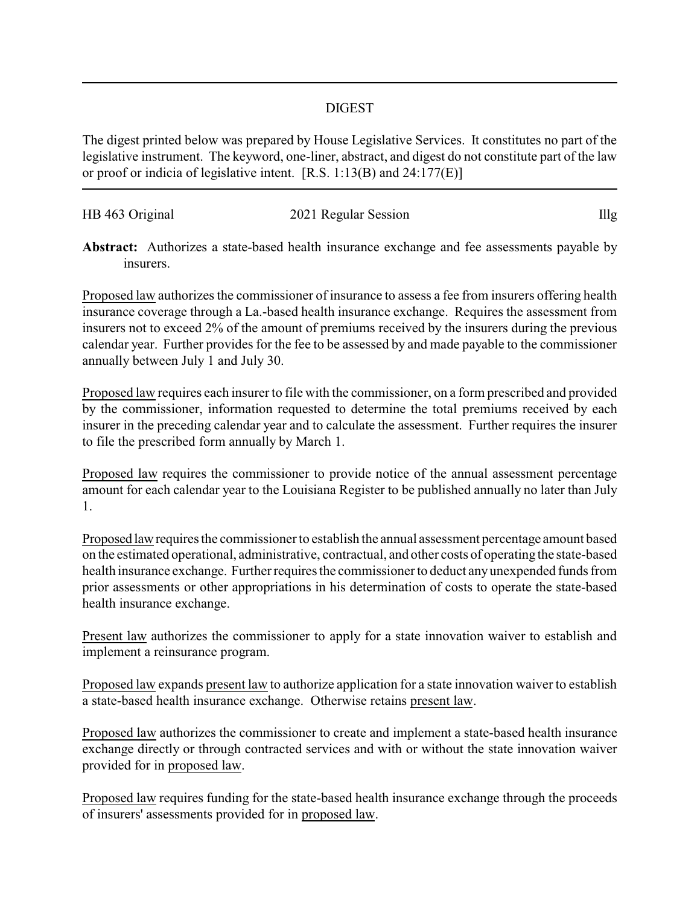## DIGEST

The digest printed below was prepared by House Legislative Services. It constitutes no part of the legislative instrument. The keyword, one-liner, abstract, and digest do not constitute part of the law or proof or indicia of legislative intent. [R.S. 1:13(B) and 24:177(E)]

HB 463 Original 2021 Regular Session Illg

**Abstract:** Authorizes a state-based health insurance exchange and fee assessments payable by insurers.

Proposed law authorizes the commissioner of insurance to assess a fee from insurers offering health insurance coverage through a La.-based health insurance exchange. Requires the assessment from insurers not to exceed 2% of the amount of premiums received by the insurers during the previous calendar year. Further provides for the fee to be assessed by and made payable to the commissioner annually between July 1 and July 30.

Proposed law requires each insurer to file with the commissioner, on a form prescribed and provided by the commissioner, information requested to determine the total premiums received by each insurer in the preceding calendar year and to calculate the assessment. Further requires the insurer to file the prescribed form annually by March 1.

Proposed law requires the commissioner to provide notice of the annual assessment percentage amount for each calendar year to the Louisiana Register to be published annually no later than July 1.

Proposed law requires the commissioner to establish the annual assessment percentage amount based on the estimated operational, administrative, contractual, and other costs of operating the state-based health insurance exchange. Further requires the commissioner to deduct any unexpended funds from prior assessments or other appropriations in his determination of costs to operate the state-based health insurance exchange.

Present law authorizes the commissioner to apply for a state innovation waiver to establish and implement a reinsurance program.

Proposed law expands present law to authorize application for a state innovation waiver to establish a state-based health insurance exchange. Otherwise retains present law.

Proposed law authorizes the commissioner to create and implement a state-based health insurance exchange directly or through contracted services and with or without the state innovation waiver provided for in proposed law.

Proposed law requires funding for the state-based health insurance exchange through the proceeds of insurers' assessments provided for in proposed law.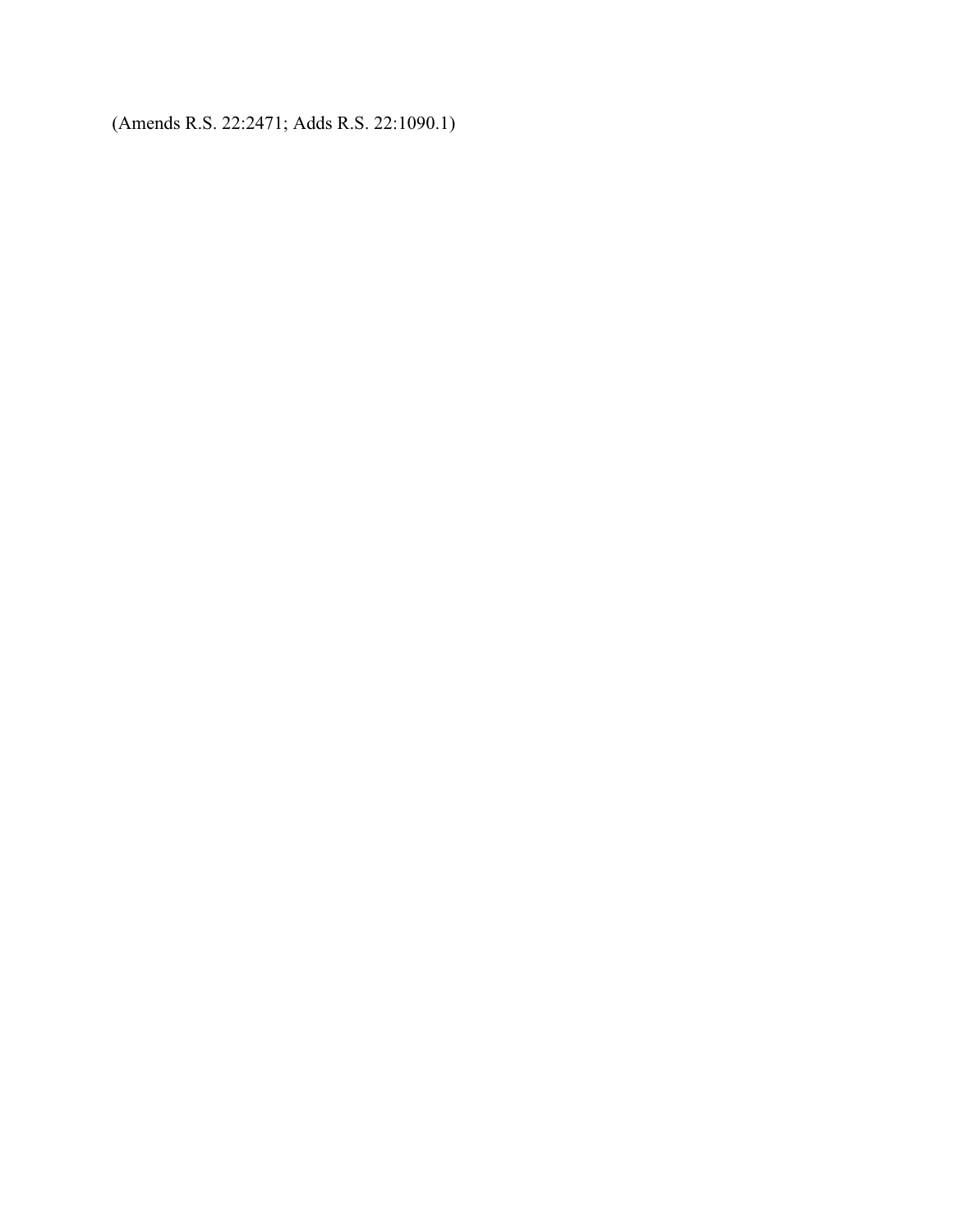(Amends R.S. 22:2471; Adds R.S. 22:1090.1)